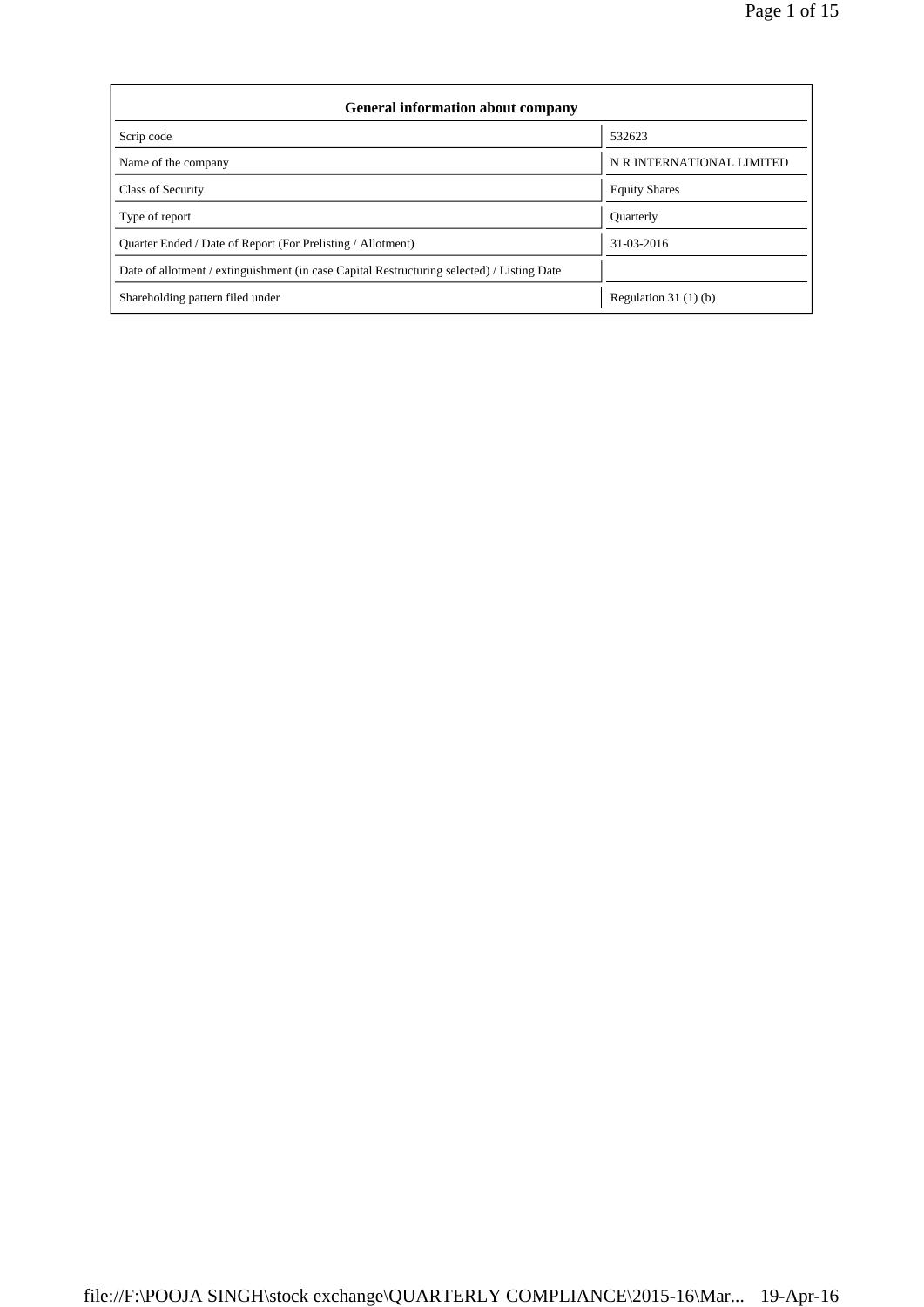| General information about company | |
|---|---|
| Scrip code | 532623 |
| Name of the company | N R INTERNATIONAL LIMITED |
| Class of Security | Equity Shares |
| Type of report | Quarterly |
| Quarter Ended / Date of Report (For Prelisting / Allotment) | 31-03-2016 |
| Date of allotment / extinguishment (in case Capital Restructuring selected) / Listing Date | |
| Shareholding pattern filed under | Regulation 31 (1) (b) |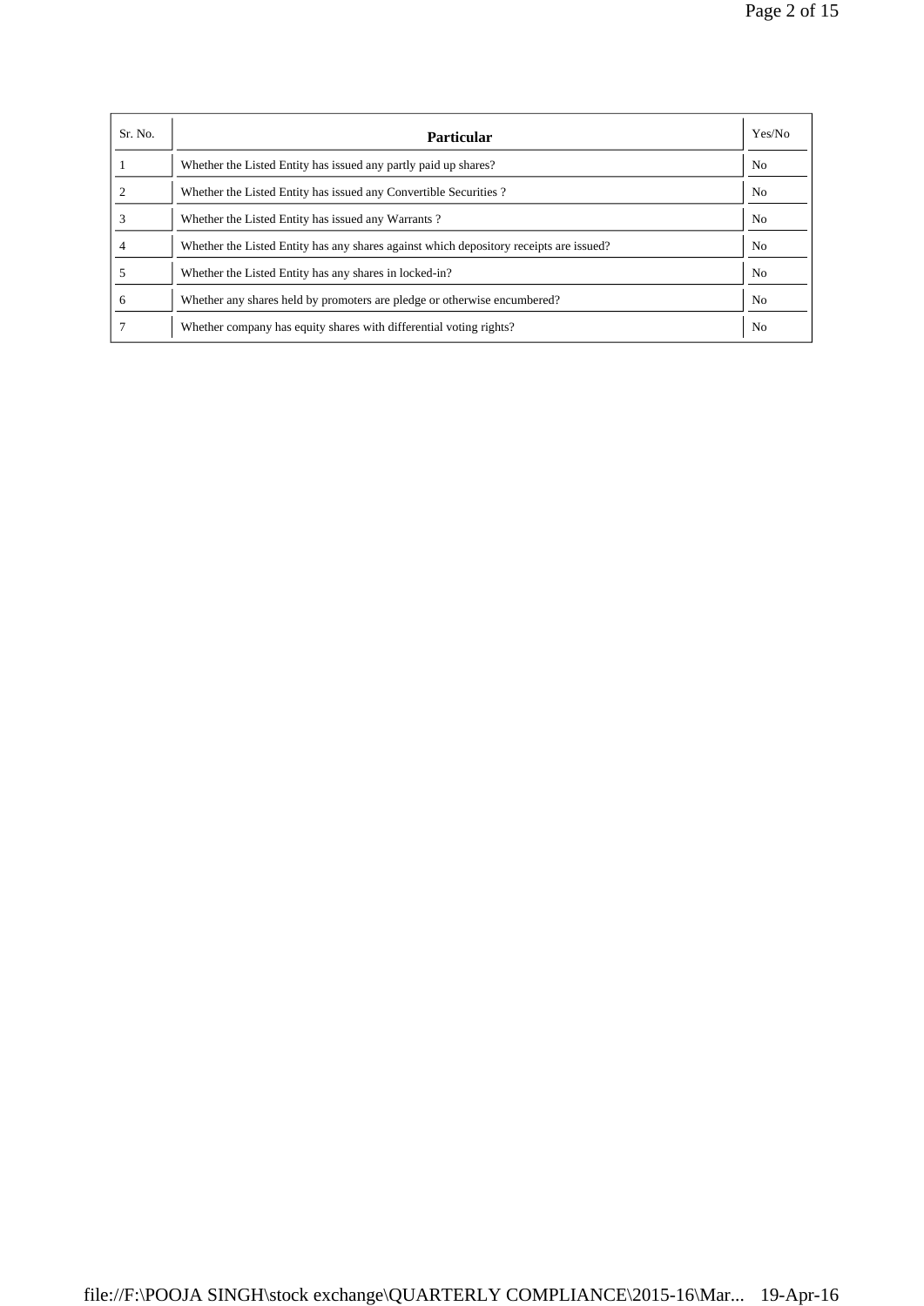| Sr. No. | Particular | Yes/No |
|---|---|---|
| 1 | Whether the Listed Entity has issued any partly paid up shares? | No |
| 2 | Whether the Listed Entity has issued any Convertible Securities ? | No |
| 3 | Whether the Listed Entity has issued any Warrants ? | No |
| 4 | Whether the Listed Entity has any shares against which depository receipts are issued? | No |
| 5 | Whether the Listed Entity has any shares in locked-in? | No |
| 6 | Whether any shares held by promoters are pledge or otherwise encumbered? | No |
| 7 | Whether company has equity shares with differential voting rights? | No |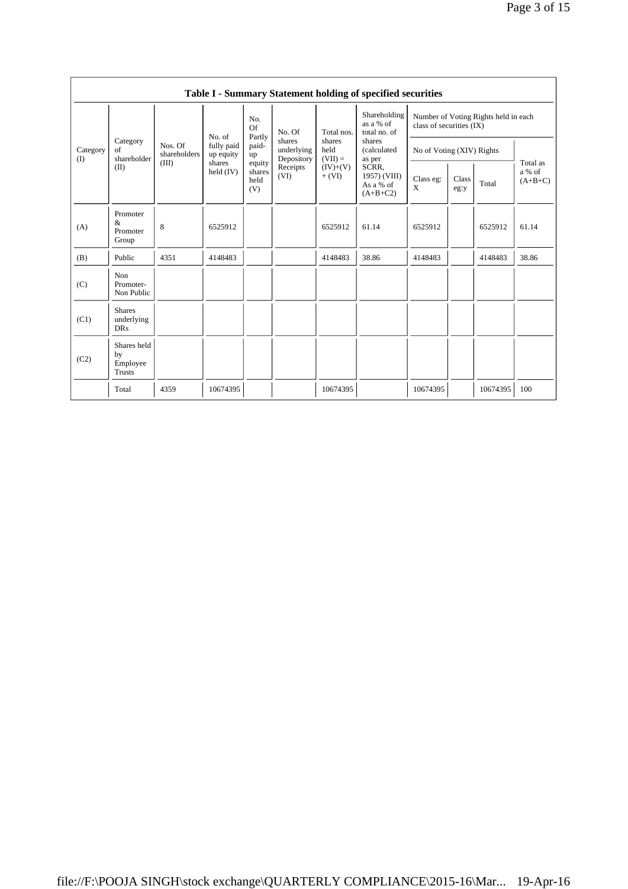## Table I - Summary Statement holding of specified securities

| Category (I) | Category of shareholder (II) | Nos. Of shareholders (III) | No. of fully paid up equity shares held (IV) | No. Of Partly paid-up equity shares held (V) | No. Of shares underlying Depository Receipts (VI) | Total nos. shares held (VII) = (IV)+(V)+ (VI) | Shareholding as a % of total no. of shares (calculated as per SCRR, 1957) (VIII) As a % of (A+B+C2) | Number of Voting Rights held in each class of securities (IX) | | | |
|---|---|---|---|---|---|---|---|---|---|---|---|
| | | | | | | | | No of Voting (XIV) Rights | | | Total as a % of (A+B+C) |
| | | | | | | | | Class eg: X | Class eg:y | Total | |
| (A) | Promoter & Promoter Group | 8 | 6525912 | | | 6525912 | 61.14 | 6525912 | | 6525912 | 61.14 |
| (B) | Public | 4351 | 4148483 | | | 4148483 | 38.86 | 4148483 | | 4148483 | 38.86 |
| (C) | Non Promoter- Non Public | | | | | | | | | | |
| (C1) | Shares underlying DRs | | | | | | | | | | |
| (C2) | Shares held by Employee Trusts | | | | | | | | | | |
| | Total | 4359 | 10674395 | | | 10674395 | | 10674395 | | 10674395 | 100 |

file://F:\POOJA SINGH\stock exchange\QUARTERLY COMPLIANCE\2015-16\Mar... 19-Apr-16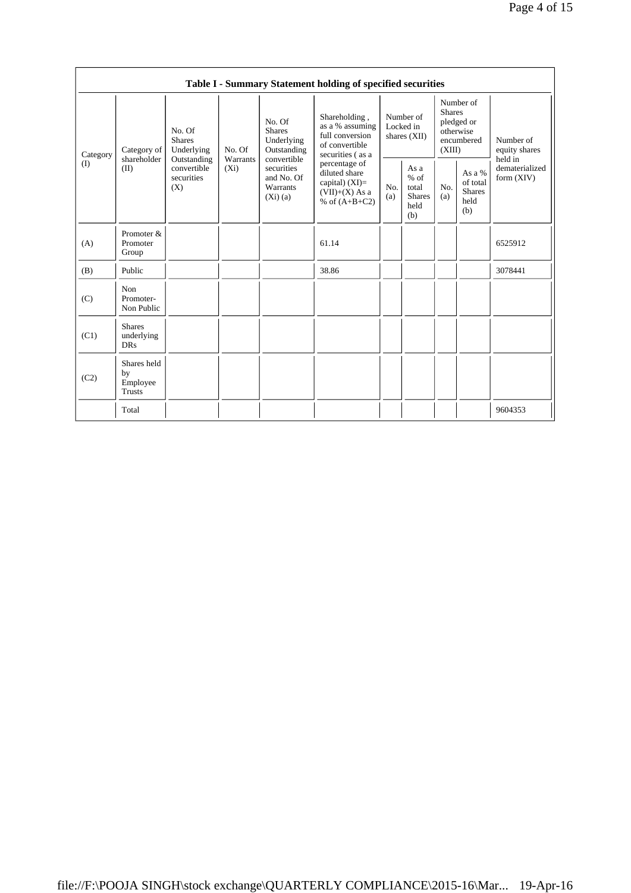| Table I - Summary Statement holding of specified securities | | | | | | | | | | |
|---|---|---|---|---|---|---|---|---|---|---|
| Category (I) | Category of shareholder (II) | No. Of Shares Underlying Outstanding convertible securities (X) | No. Of Warrants (Xi) | No. Of Shares Underlying Outstanding convertible securities and No. Of Warrants (Xi) (a) | Shareholding , as a % assuming full conversion of convertible securities ( as a percentage of diluted share capital) (XI)= (VII)+(X) As a % of (A+B+C2) | Number of Locked in shares (XII) | | Number of Shares pledged or otherwise encumbered (XIII) | | Number of equity shares held in dematerialized form (XIV) |
| | | | | | | No. (a) | As a % of total Shares held (b) | No. (a) | As a % of total Shares held (b) | |
| (A) | Promoter & Promoter Group | | | | 61.14 | | | | | 6525912 |
| (B) | Public | | | | 38.86 | | | | | 3078441 |
| (C) | Non Promoter- Non Public | | | | | | | | | |
| (C1) | Shares underlying DRs | | | | | | | | | |
| (C2) | Shares held by Employee Trusts | | | | | | | | | |
| | Total | | | | | | | | | 9604353 |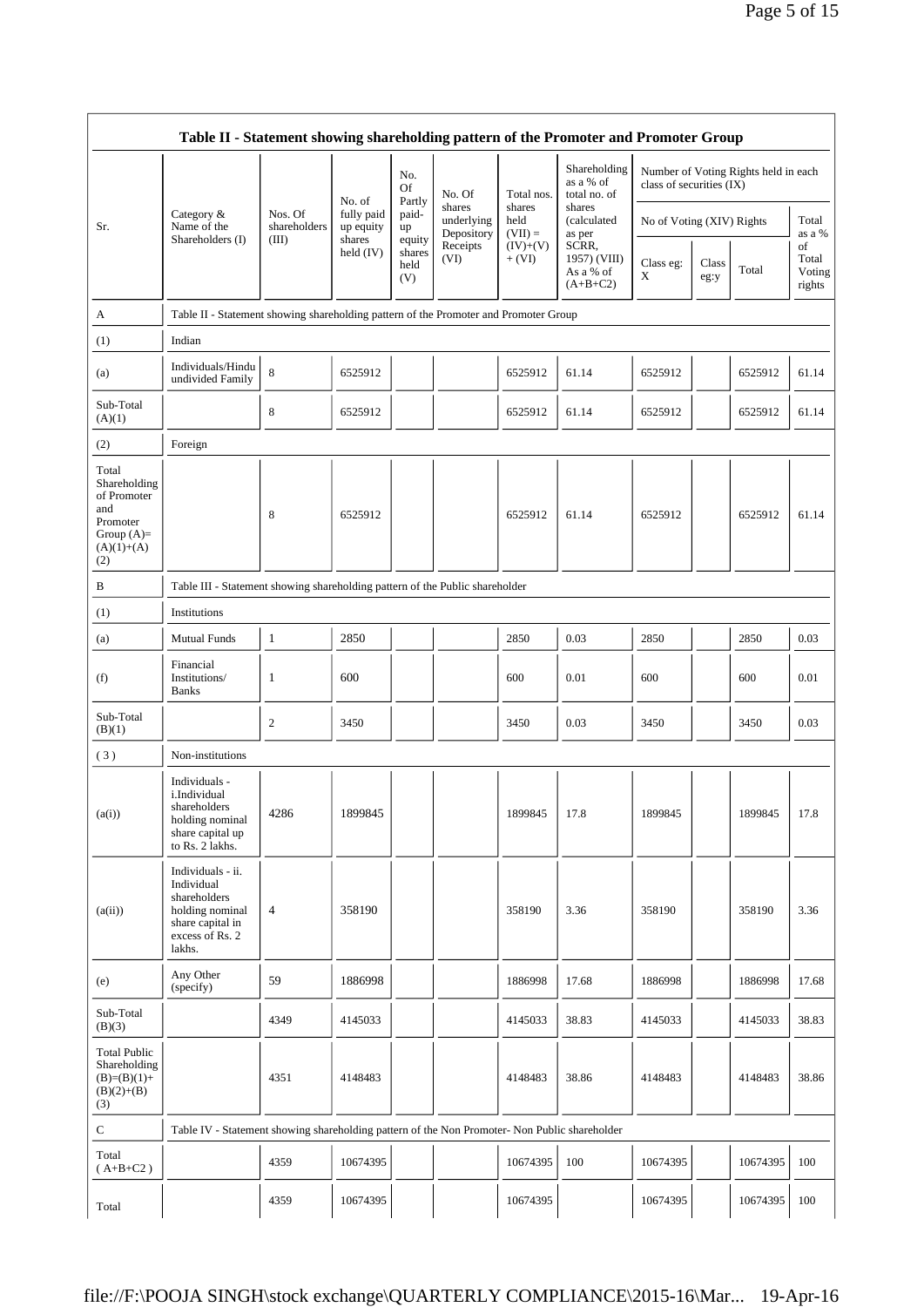| Table II - Statement showing shareholding pattern of the Promoter and Promoter Group | | | | | | | | | | | | |
|---|---|---|---|---|---|---|---|---|---|---|---|---|
| Sr. | Category & Name of the Shareholders (I) | Nos. Of shareholders (III) | No. of fully paid up equity shares held (IV) | No. Of Partly paid-up equity shares held (V) | No. Of shares underlying Depository Receipts (VI) | Total nos. shares held (VII) = (IV)+(V)+ (VI) | Shareholding as a % of total no. of shares (calculated as per SCRR, 1957) (VIII) As a % of (A+B+C2) | Number of Voting Rights held in each class of securities (IX) | | | | |
| | | | | | | | | No of Voting (XIV) Rights | | | Total as a % of Total Voting rights |
| | | | | | | | | Class eg: X | Class eg:y | Total | |
| A | Table II - Statement showing shareholding pattern of the Promoter and Promoter Group | | | | | | | | | | | |
| (1) | Indian | | | | | | | | | | | |
| (a) | Individuals/Hindu undivided Family | 8 | 6525912 | | | 6525912 | 61.14 | 6525912 | | 6525912 | 61.14 |
| Sub-Total (A)(1) | | 8 | 6525912 | | | 6525912 | 61.14 | 6525912 | | 6525912 | 61.14 |
| (2) | Foreign | | | | | | | | | | | |
| Total Shareholding of Promoter and Promoter Group (A)= (A)(1)+(A)(2) | | 8 | 6525912 | | | 6525912 | 61.14 | 6525912 | | 6525912 | 61.14 |
| B | Table III - Statement showing shareholding pattern of the Public shareholder | | | | | | | | | | | |
| (1) | Institutions | | | | | | | | | | | |
| (a) | Mutual Funds | 1 | 2850 | | | 2850 | 0.03 | 2850 | | 2850 | 0.03 |
| (f) | Financial Institutions/ Banks | 1 | 600 | | | 600 | 0.01 | 600 | | 600 | 0.01 |
| Sub-Total (B)(1) | | 2 | 3450 | | | 3450 | 0.03 | 3450 | | 3450 | 0.03 |
| (3) | Non-institutions | | | | | | | | | | | |
| (a(i)) | Individuals - i.Individual shareholders holding nominal share capital up to Rs. 2 lakhs. | 4286 | 1899845 | | | 1899845 | 17.8 | 1899845 | | 1899845 | 17.8 |
| (a(ii)) | Individuals - ii. Individual shareholders holding nominal share capital in excess of Rs. 2 lakhs. | 4 | 358190 | | | 358190 | 3.36 | 358190 | | 358190 | 3.36 |
| (e) | Any Other (specify) | 59 | 1886998 | | | 1886998 | 17.68 | 1886998 | | 1886998 | 17.68 |
| Sub-Total (B)(3) | | 4349 | 4145033 | | | 4145033 | 38.83 | 4145033 | | 4145033 | 38.83 |
| Total Public Shareholding (B)=(B)(1)+(B)(2)+(B)(3) | | 4351 | 4148483 | | | 4148483 | 38.86 | 4148483 | | 4148483 | 38.86 |
| C | Table IV - Statement showing shareholding pattern of the Non Promoter- Non Public shareholder | | | | | | | | | | | |
| Total ( A+B+C2 ) | | 4359 | 10674395 | | | 10674395 | 100 | 10674395 | | 10674395 | 100 |
| Total | | 4359 | 10674395 | | | 10674395 | | 10674395 | | 10674395 | 100 |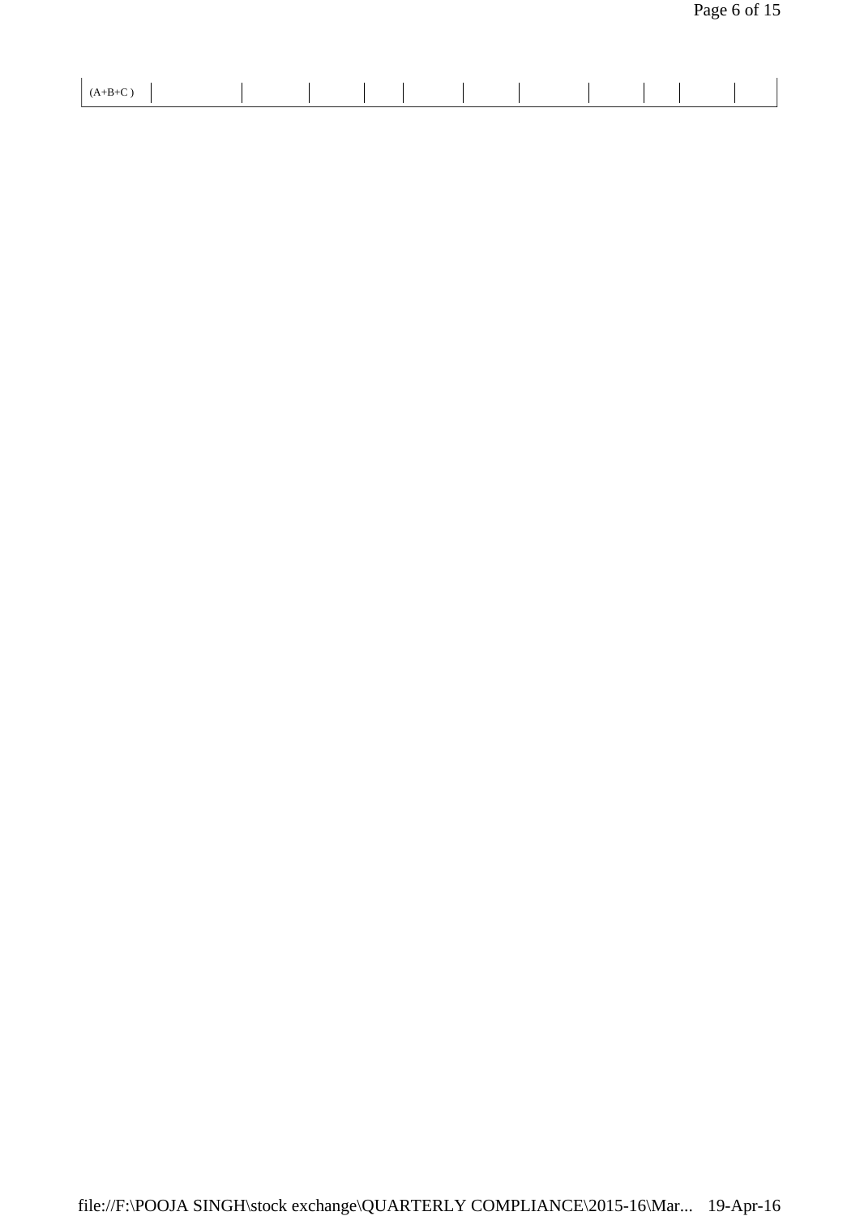| (A+B+C ) | | | | | | | | | | | |
|---|---|---|---|---|---|---|---|---|---|---|---|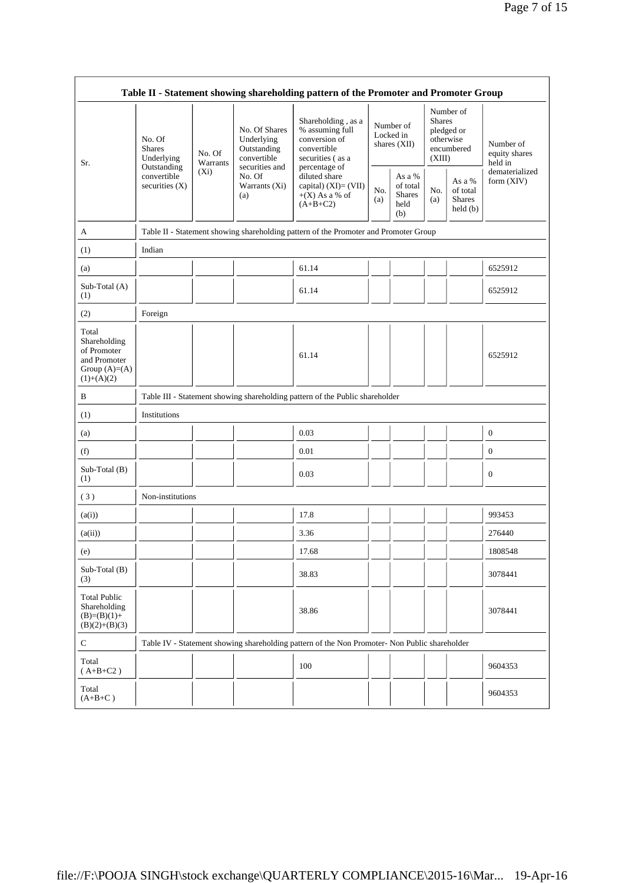| Table II - Statement showing shareholding pattern of the Promoter and Promoter Group | | | | | | | | | |
|---|---|---|---|---|---|---|---|---|---|
| Sr. | No. Of Shares Underlying Outstanding convertible securities (X) | No. Of Warrants (Xi) | No. Of Shares Underlying Outstanding convertible securities and No. Of Warrants (Xi) (a) | Shareholding , as a % assuming full conversion of convertible securities ( as a percentage of diluted share capital) (XI)= (VII)+(X) As a % of (A+B+C2) | Number of Locked in shares (XII) | | Number of Shares pledged or otherwise encumbered (XIII) | | Number of equity shares held in dematerialized form (XIV) |
| | | | | | No. (a) | As a % of total Shares held (b) | No. (a) | As a % of total Shares held (b) | |
| A | Table II - Statement showing shareholding pattern of the Promoter and Promoter Group | | | | | | | | |
| (1) | Indian | | | | | | | | |
| (a) | | | | 61.14 | | | | | 6525912 |
| Sub-Total (A)(1) | | | | 61.14 | | | | | 6525912 |
| (2) | Foreign | | | | | | | | |
| Total Shareholding of Promoter and Promoter Group (A)=(A)(1)+(A)(2) | | | | 61.14 | | | | | 6525912 |
| B | Table III - Statement showing shareholding pattern of the Public shareholder | | | | | | | | |
| (1) | Institutions | | | | | | | | |
| (a) | | | | 0.03 | | | | | 0 |
| (f) | | | | 0.01 | | | | | 0 |
| Sub-Total (B)(1) | | | | 0.03 | | | | | 0 |
| ( 3 ) | Non-institutions | | | | | | | | |
| (a(i)) | | | | 17.8 | | | | | 993453 |
| (a(ii)) | | | | 3.36 | | | | | 276440 |
| (e) | | | | 17.68 | | | | | 1808548 |
| Sub-Total (B)(3) | | | | 38.83 | | | | | 3078441 |
| Total Public Shareholding (B)=(B)(1)+(B)(2)+(B)(3) | | | | 38.86 | | | | | 3078441 |
| C | Table IV - Statement showing shareholding pattern of the Non Promoter- Non Public shareholder | | | | | | | | |
| Total ( A+B+C2 ) | | | | 100 | | | | | 9604353 |
| Total (A+B+C ) | | | | | | | | | 9604353 |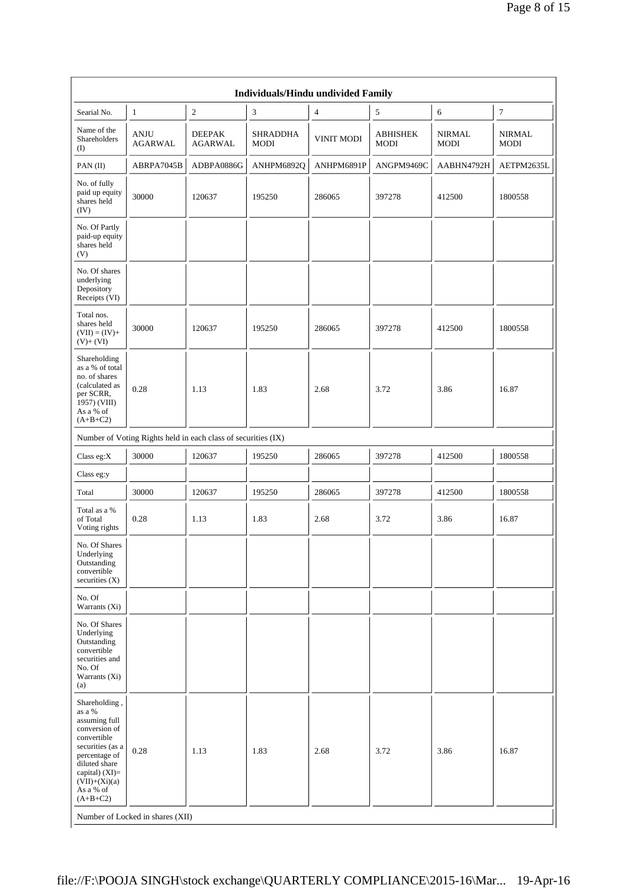| Individuals/Hindu undivided Family | | | | | | | |
|---|---|---|---|---|---|---|---|
| Searial No. | 1 | 2 | 3 | 4 | 5 | 6 | 7 |
| Name of the Shareholders (I) | ANJU AGARWAL | DEEPAK AGARWAL | SHRADDHA MODI | VINIT MODI | ABHISHEK MODI | NIRMAL MODI | NIRMAL MODI |
| PAN (II) | ABRPA7045B | ADBPA0886G | ANHPM6892Q | ANHPM6891P | ANGPM9469C | AABHN4792H | AETPM2635L |
| No. of fully paid up equity shares held (IV) | 30000 | 120637 | 195250 | 286065 | 397278 | 412500 | 1800558 |
| No. Of Partly paid-up equity shares held (V) | | | | | | | |
| No. Of shares underlying Depository Receipts (VI) | | | | | | | |
| Total nos. shares held (VII) = (IV)+ (V)+ (VI) | 30000 | 120637 | 195250 | 286065 | 397278 | 412500 | 1800558 |
| Shareholding as a % of total no. of shares (calculated as per SCRR, 1957) (VIII) As a % of (A+B+C2) | 0.28 | 1.13 | 1.83 | 2.68 | 3.72 | 3.86 | 16.87 |
| Number of Voting Rights held in each class of securities (IX) | | | | | | | |
| Class eg:X | 30000 | 120637 | 195250 | 286065 | 397278 | 412500 | 1800558 |
| Class eg:y | | | | | | | |
| Total | 30000 | 120637 | 195250 | 286065 | 397278 | 412500 | 1800558 |
| Total as a % of Total Voting rights | 0.28 | 1.13 | 1.83 | 2.68 | 3.72 | 3.86 | 16.87 |
| No. Of Shares Underlying Outstanding convertible securities (X) | | | | | | | |
| No. Of Warrants (Xi) | | | | | | | |
| No. Of Shares Underlying Outstanding convertible securities and No. Of Warrants (Xi) (a) | | | | | | | |
| Shareholding , as a % assuming full conversion of convertible securities (as a percentage of diluted share capital) (XI)= (VII)+(Xi)(a) As a % of (A+B+C2) | 0.28 | 1.13 | 1.83 | 2.68 | 3.72 | 3.86 | 16.87 |
| Number of Locked in shares (XII) | | | | | | | |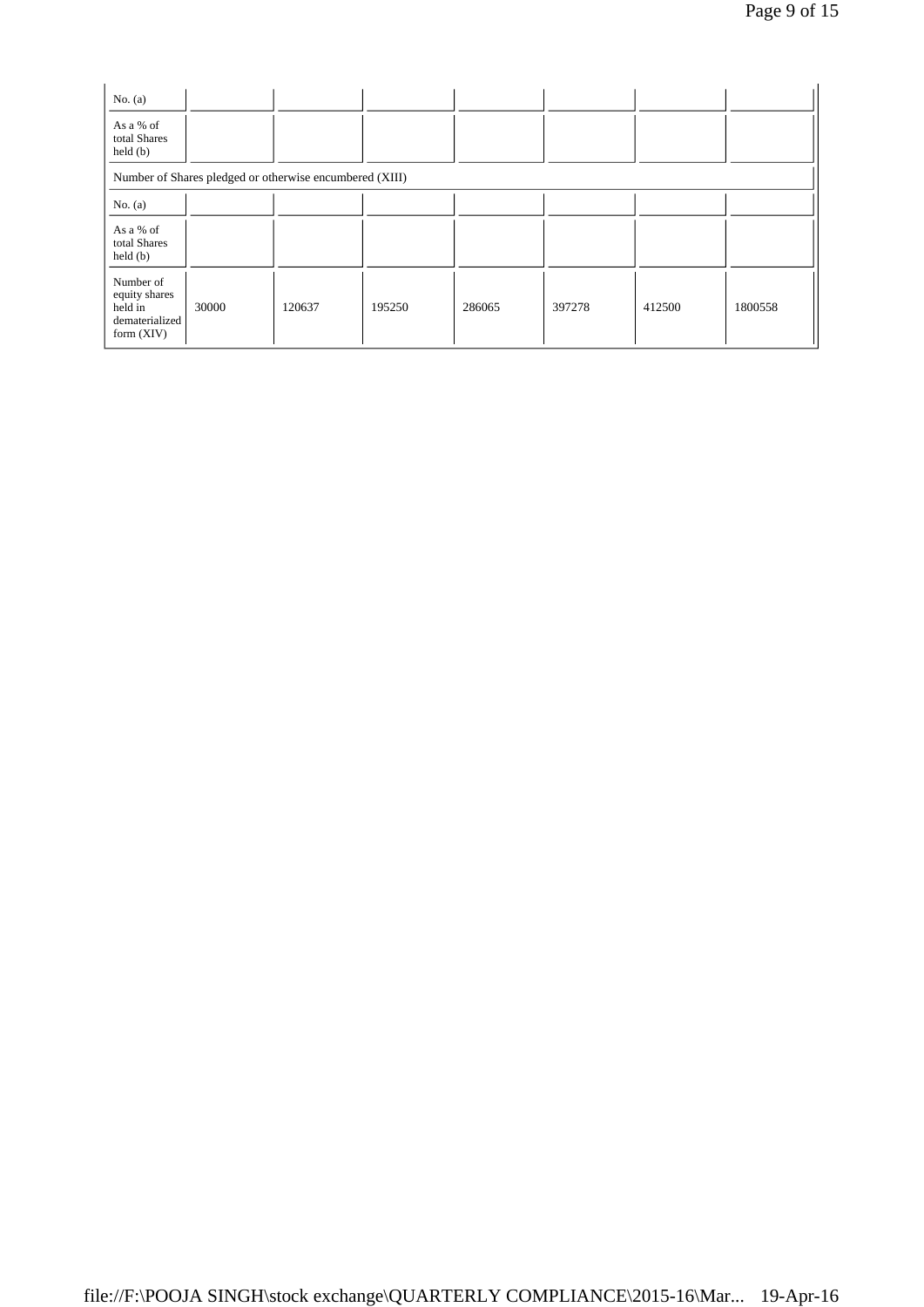| No. (a) | | | | | | | |
|---|---|---|---|---|---|---|---|
| As a % of total Shares held (b) | | | | | | | |
| Number of Shares pledged or otherwise encumbered (XIII) | | | | | | | |
| No. (a) | | | | | | | |
| As a % of total Shares held (b) | | | | | | | |
| Number of equity shares held in dematerialized form (XIV) | 30000 | 120637 | 195250 | 286065 | 397278 | 412500 | 1800558 |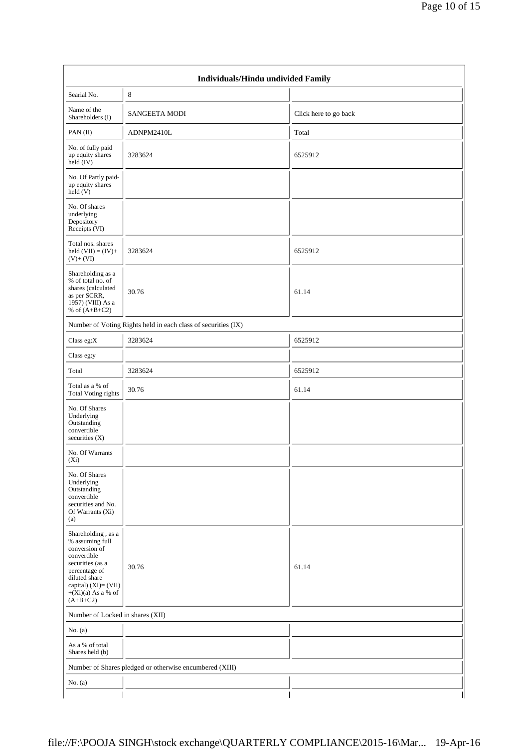| Individuals/Hindu undivided Family | | |
|---|---|---|
| Searial No. | 8 | |
| Name of the Shareholders (I) | SANGEETA MODI | Click here to go back |
| PAN (II) | ADNPM2410L | Total |
| No. of fully paid up equity shares held (IV) | 3283624 | 6525912 |
| No. Of Partly paid-up equity shares held (V) | | |
| No. Of shares underlying Depository Receipts (VI) | | |
| Total nos. shares held (VII) = (IV)+(V)+ (VI) | 3283624 | 6525912 |
| Shareholding as a % of total no. of shares (calculated as per SCRR, 1957) (VIII) As a % of (A+B+C2) | 30.76 | 61.14 |
| Number of Voting Rights held in each class of securities (IX) | | |
| Class eg:X | 3283624 | 6525912 |
| Class eg:y | | |
| Total | 3283624 | 6525912 |
| Total as a % of Total Voting rights | 30.76 | 61.14 |
| No. Of Shares Underlying Outstanding convertible securities (X) | | |
| No. Of Warrants (Xi) | | |
| No. Of Shares Underlying Outstanding convertible securities and No. Of Warrants (Xi) (a) | | |
| Shareholding , as a % assuming full conversion of convertible securities (as a percentage of diluted share capital) (XI)= (VII)+(Xi)(a) As a % of (A+B+C2) | 30.76 | 61.14 |
| Number of Locked in shares (XII) | | |
| No. (a) | | |
| As a % of total Shares held (b) | | |
| Number of Shares pledged or otherwise encumbered (XIII) | | |
| No. (a) | | |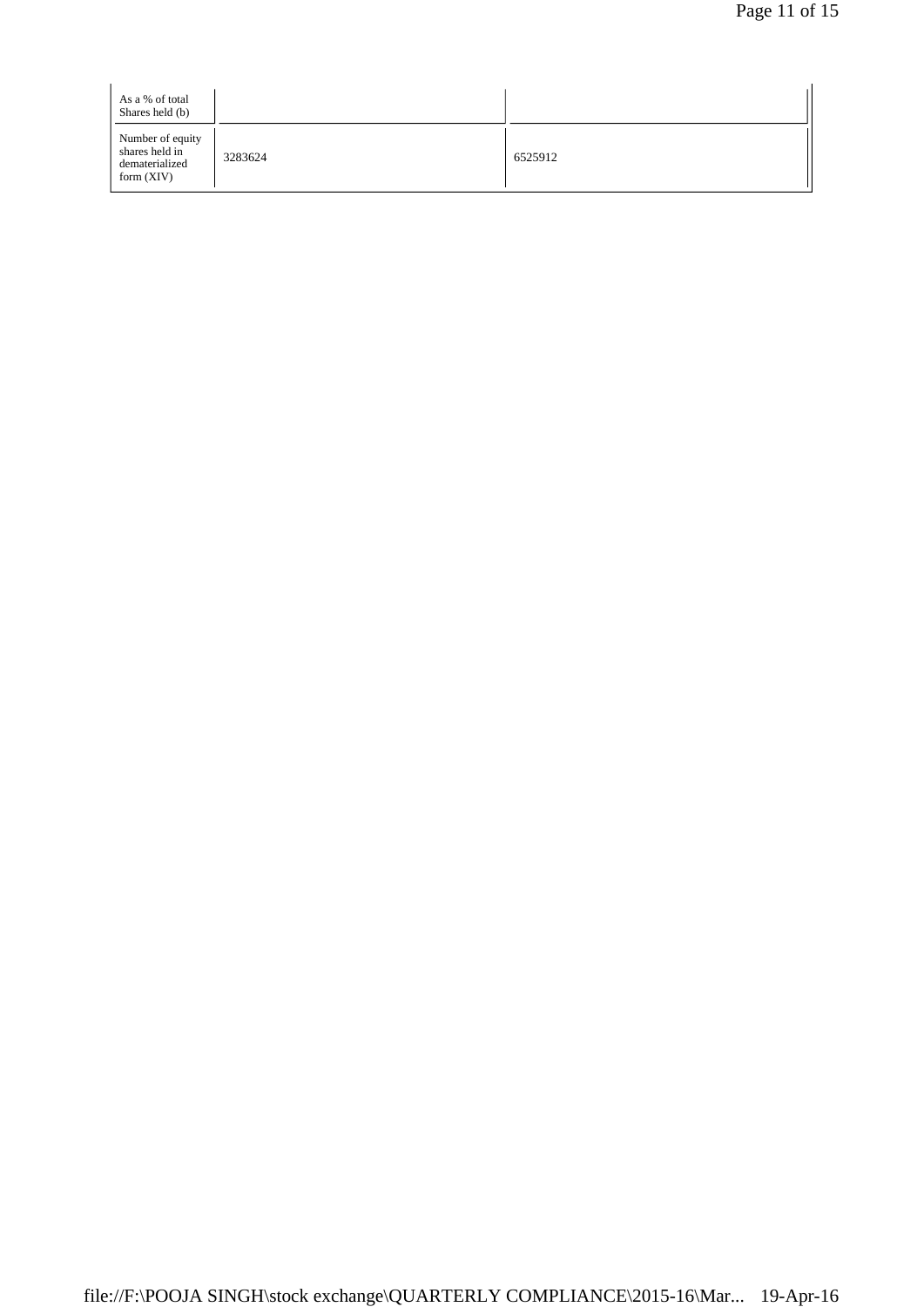| | | |
|---|---|---|
| As a % of total Shares held (b) | | |
| Number of equity shares held in dematerialized form (XIV) | 3283624 | 6525912 |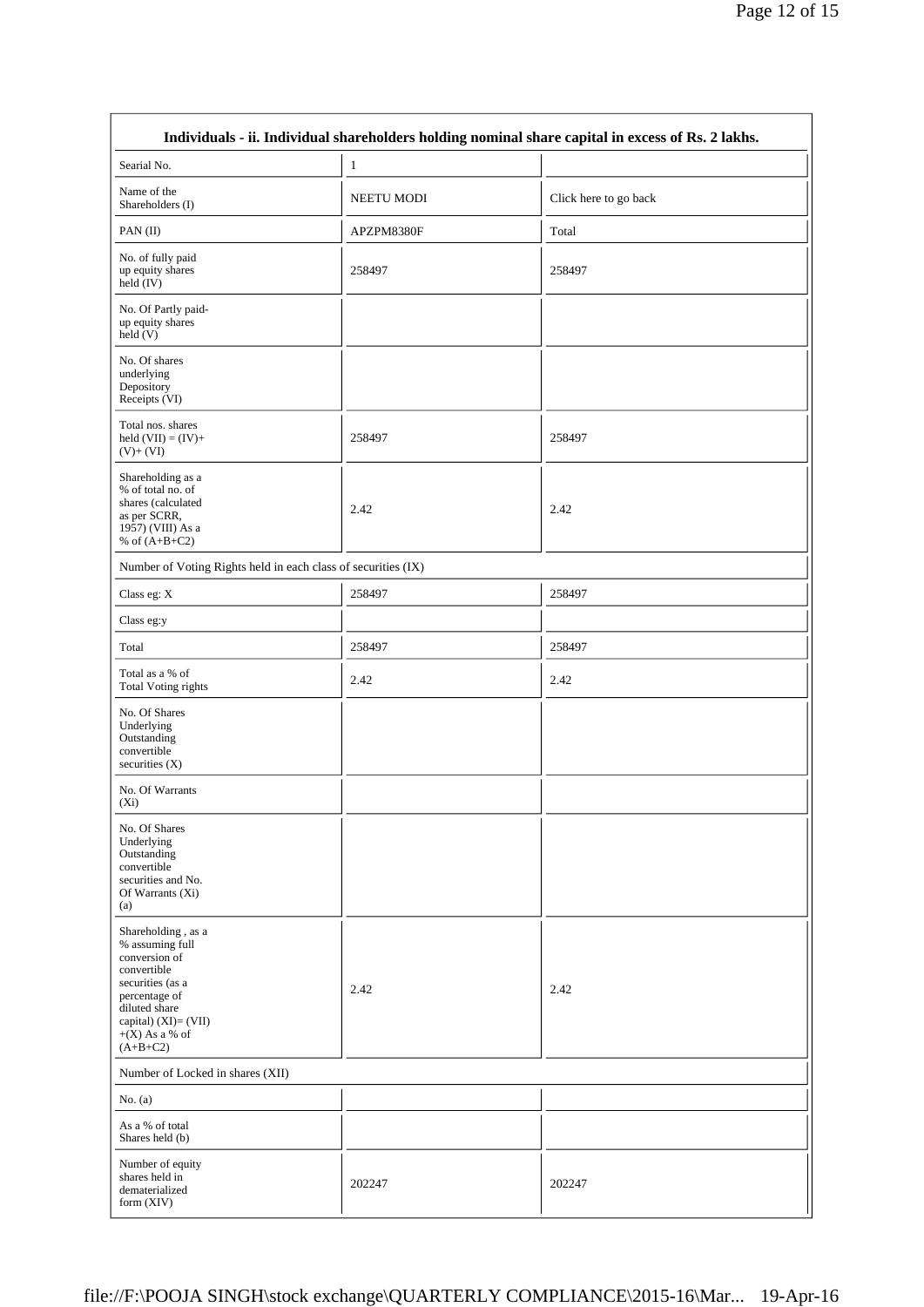| Individuals - ii. Individual shareholders holding nominal share capital in excess of Rs. 2 lakhs. | | |
|---|---|---|
| Searial No. | 1 | |
| Name of the Shareholders (I) | NEETU MODI | Click here to go back |
| PAN (II) | APZPM8380F | Total |
| No. of fully paid up equity shares held (IV) | 258497 | 258497 |
| No. Of Partly paid-up equity shares held (V) | | |
| No. Of shares underlying Depository Receipts (VI) | | |
| Total nos. shares held (VII) = (IV)+ (V)+ (VI) | 258497 | 258497 |
| Shareholding as a % of total no. of shares (calculated as per SCRR, 1957) (VIII) As a % of (A+B+C2) | 2.42 | 2.42 |
| Number of Voting Rights held in each class of securities (IX) | | |
| Class eg: X | 258497 | 258497 |
| Class eg:y | | |
| Total | 258497 | 258497 |
| Total as a % of Total Voting rights | 2.42 | 2.42 |
| No. Of Shares Underlying Outstanding convertible securities (X) | | |
| No. Of Warrants (Xi) | | |
| No. Of Shares Underlying Outstanding convertible securities and No. Of Warrants (Xi) (a) | | |
| Shareholding , as a % assuming full conversion of convertible securities (as a percentage of diluted share capital) (XI)= (VII) +(X) As a % of (A+B+C2) | 2.42 | 2.42 |
| Number of Locked in shares (XII) | | |
| No. (a) | | |
| As a % of total Shares held (b) | | |
| Number of equity shares held in dematerialized form (XIV) | 202247 | 202247 |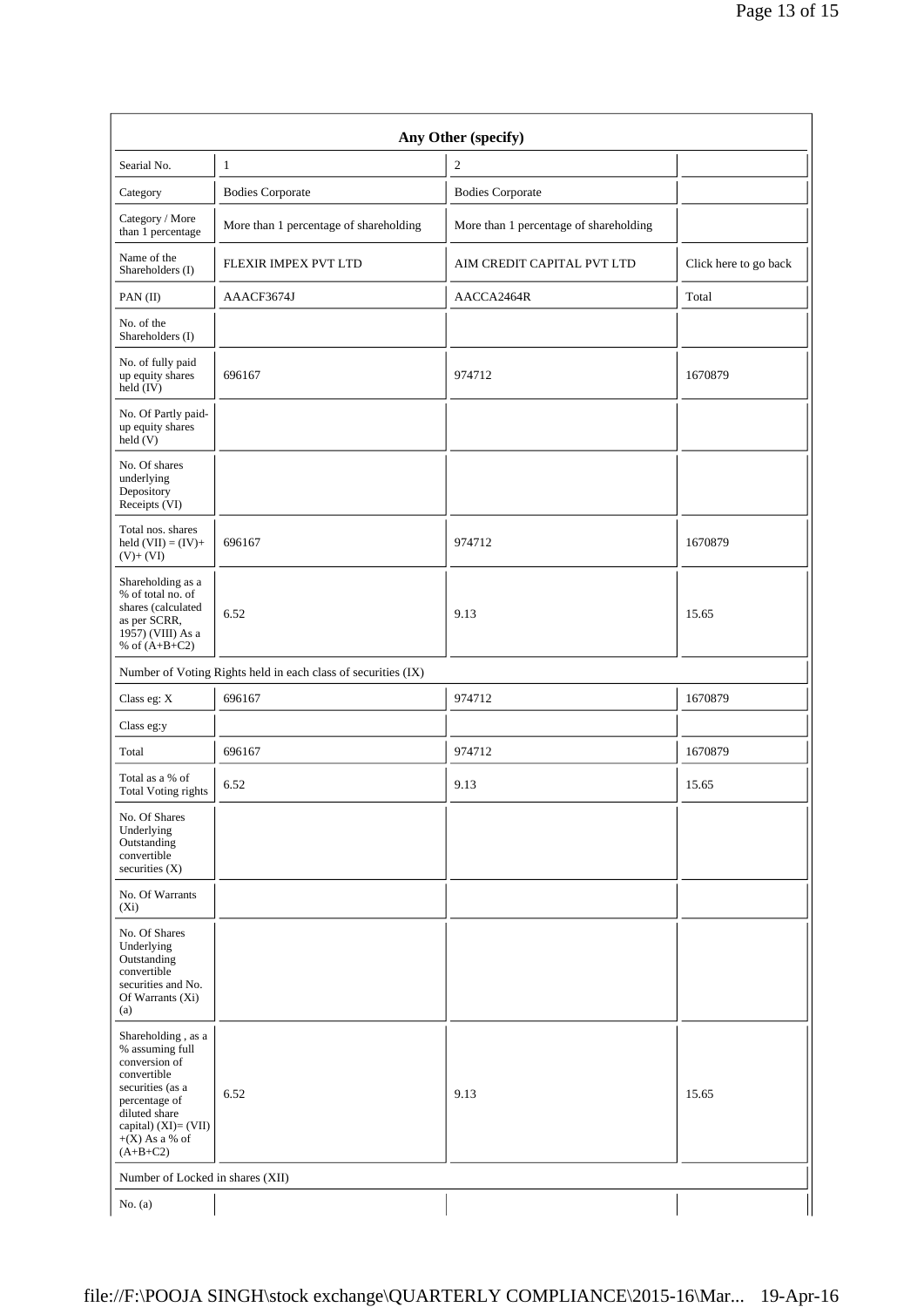| Any Other (specify) | | | |
|---|---|---|---|
| Searial No. | 1 | 2 | |
| Category | Bodies Corporate | Bodies Corporate | |
| Category / More than 1 percentage | More than 1 percentage of shareholding | More than 1 percentage of shareholding | |
| Name of the Shareholders (I) | FLEXIR IMPEX PVT LTD | AIM CREDIT CAPITAL PVT LTD | Click here to go back |
| PAN (II) | AAACF3674J | AACCA2464R | Total |
| No. of the Shareholders (I) | | | |
| No. of fully paid up equity shares held (IV) | 696167 | 974712 | 1670879 |
| No. Of Partly paid-up equity shares held (V) | | | |
| No. Of shares underlying Depository Receipts (VI) | | | |
| Total nos. shares held (VII) = (IV)+ (V)+ (VI) | 696167 | 974712 | 1670879 |
| Shareholding as a % of total no. of shares (calculated as per SCRR, 1957) (VIII) As a % of (A+B+C2) | 6.52 | 9.13 | 15.65 |
| Number of Voting Rights held in each class of securities (IX) | | | |
| Class eg: X | 696167 | 974712 | 1670879 |
| Class eg:y | | | |
| Total | 696167 | 974712 | 1670879 |
| Total as a % of Total Voting rights | 6.52 | 9.13 | 15.65 |
| No. Of Shares Underlying Outstanding convertible securities (X) | | | |
| No. Of Warrants (Xi) | | | |
| No. Of Shares Underlying Outstanding convertible securities and No. Of Warrants (Xi) (a) | | | |
| Shareholding , as a % assuming full conversion of convertible securities (as a percentage of diluted share capital) (XI)= (VII) +(X) As a % of (A+B+C2) | 6.52 | 9.13 | 15.65 |
| Number of Locked in shares (XII) | | | |
| No. (a) | | | |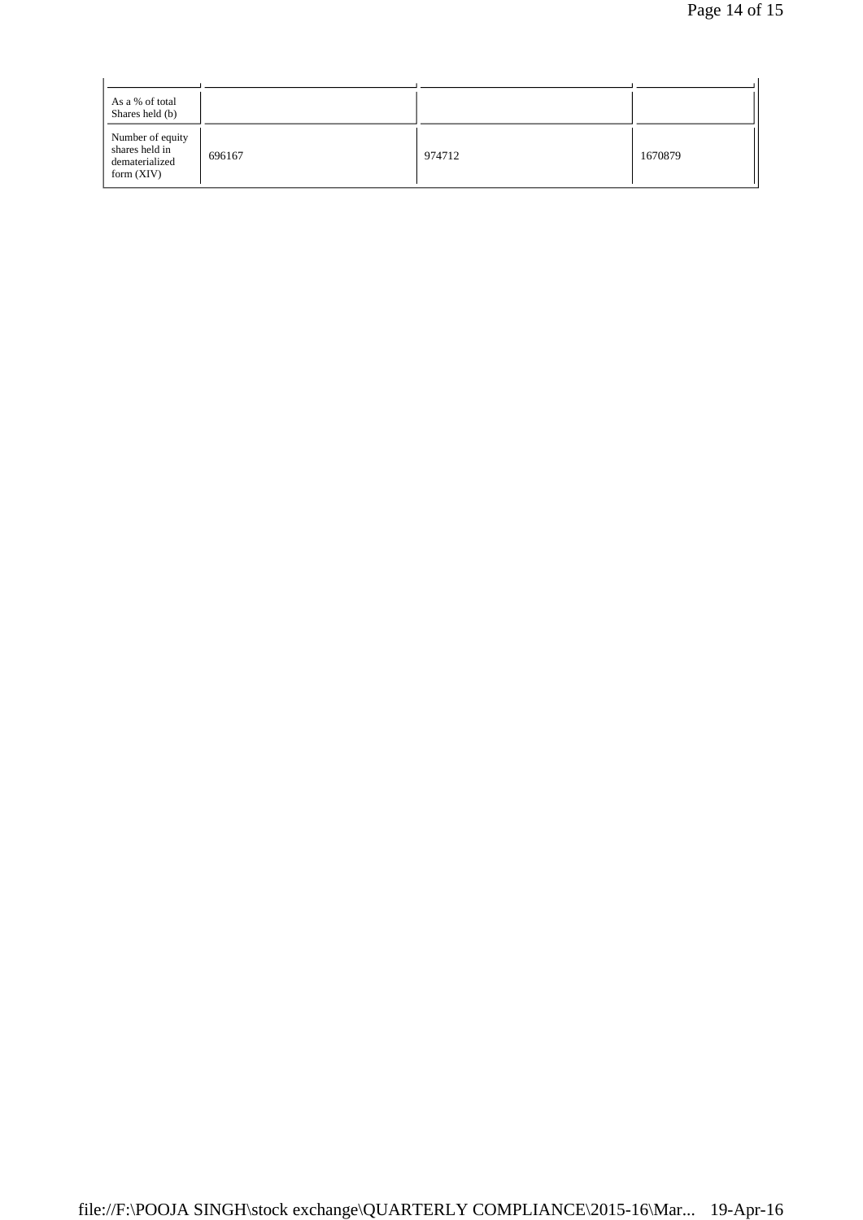| | | | |
|---|---|---|---|
| As a % of total Shares held (b) | | | |
| Number of equity shares held in dematerialized form (XIV) | 696167 | 974712 | 1670879 |